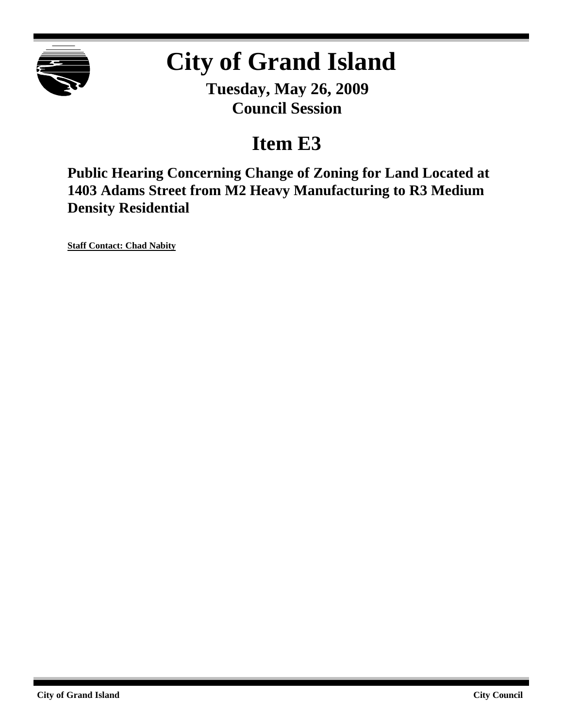# City of Grand Island

**Tuesday, May 26, 2009**
**Council Session**

## Item E3

**Public Hearing Concerning Change of Zoning for Land Located at 1403 Adams Street from M2 Heavy Manufacturing to R3 Medium Density Residential**

**Staff Contact: Chad Nabity**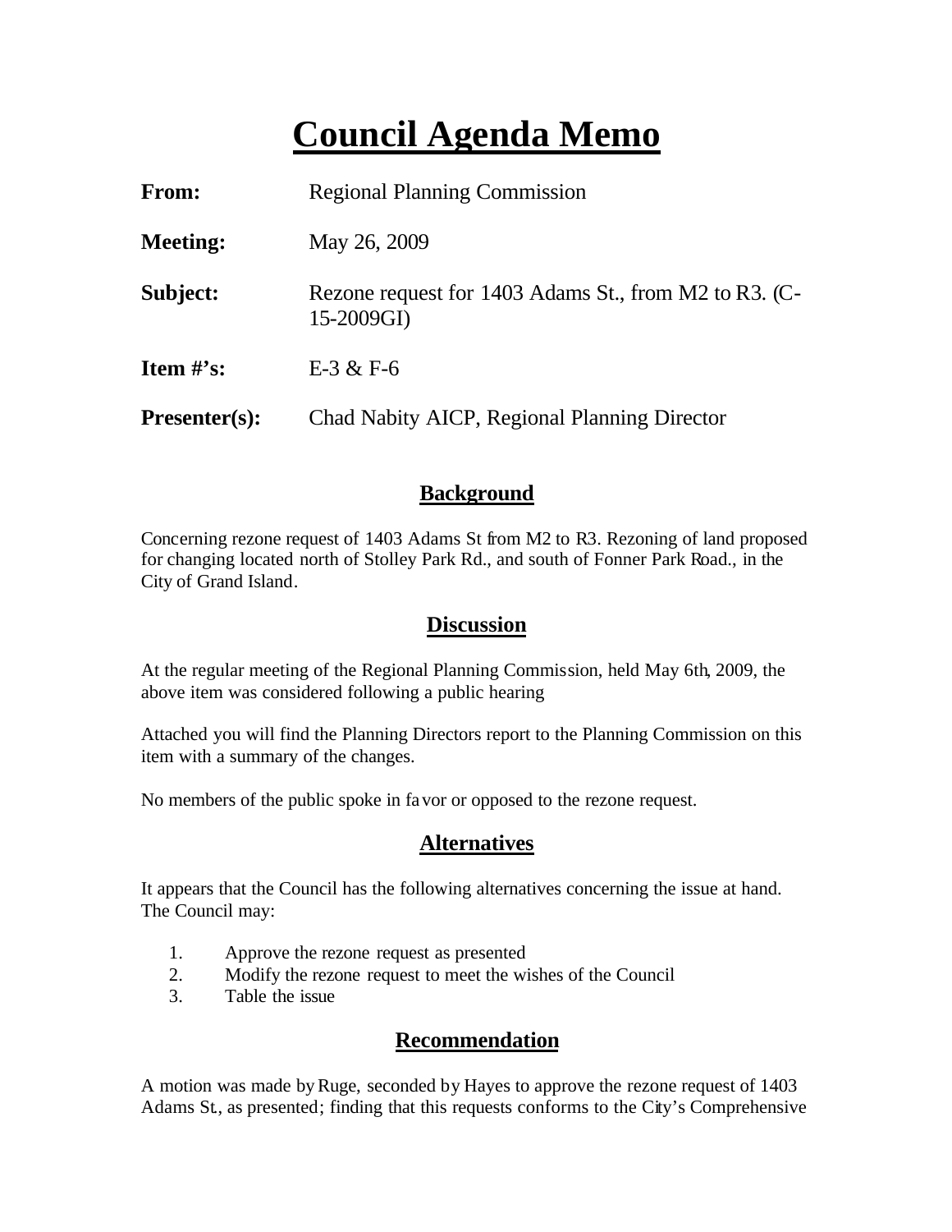# Council Agenda Memo

**From:** Regional Planning Commission

**Meeting:** May 26, 2009

**Subject:** Rezone request for 1403 Adams St., from M2 to R3. (C-15-2009GI)

**Item #'s:** E-3 & F-6

**Presenter(s):** Chad Nabity AICP, Regional Planning Director

## Background

Concerning rezone request of 1403 Adams St from M2 to R3. Rezoning of land proposed for changing located north of Stolley Park Rd., and south of Fonner Park Road., in the City of Grand Island.

## Discussion

At the regular meeting of the Regional Planning Commission, held May 6th, 2009, the above item was considered following a public hearing

Attached you will find the Planning Directors report to the Planning Commission on this item with a summary of the changes.

No members of the public spoke in favor or opposed to the rezone request.

## Alternatives

It appears that the Council has the following alternatives concerning the issue at hand. The Council may:

1. Approve the rezone request as presented
2. Modify the rezone request to meet the wishes of the Council
3. Table the issue

## Recommendation

A motion was made by Ruge, seconded by Hayes to approve the rezone request of 1403 Adams St., as presented; finding that this requests conforms to the City's Comprehensive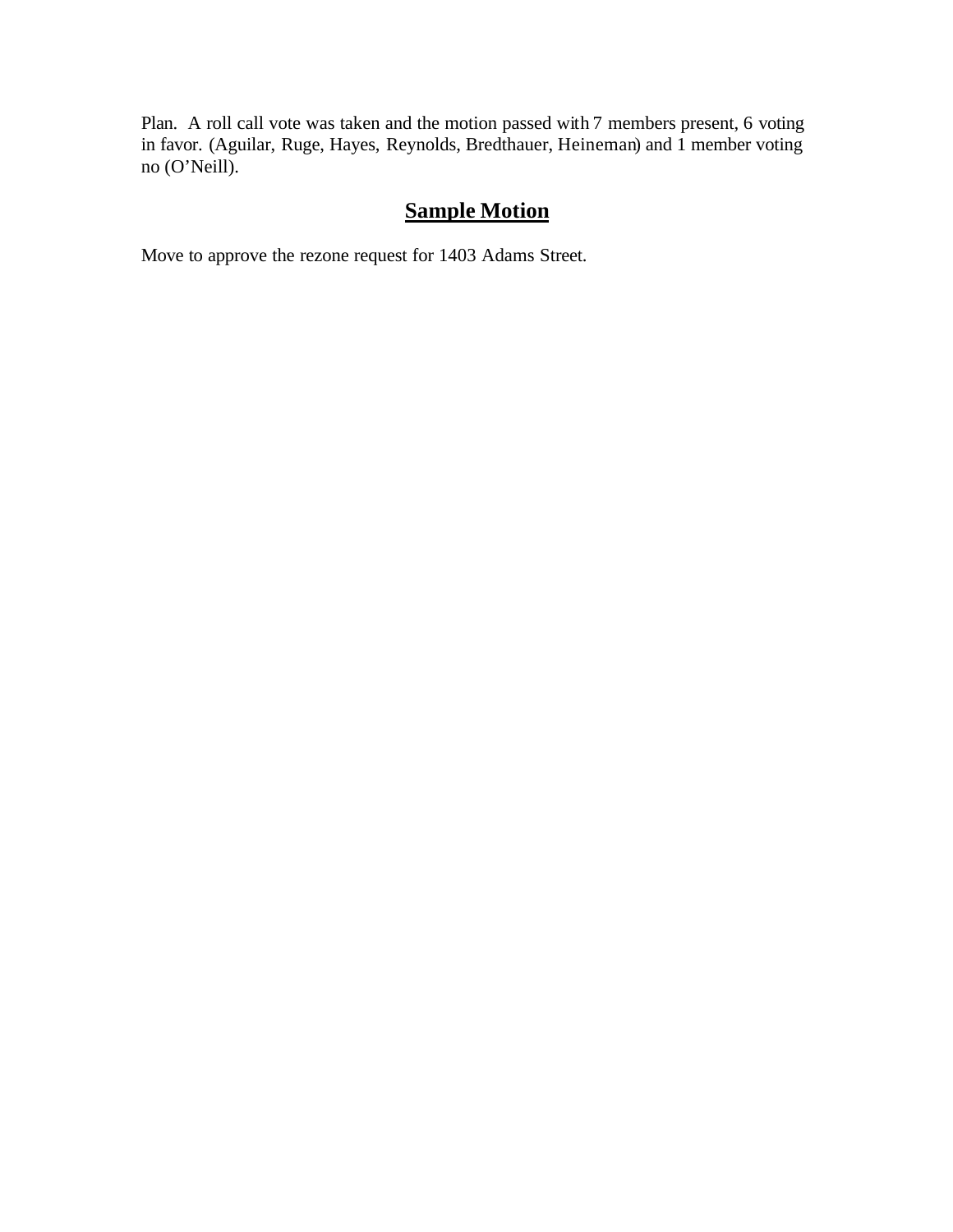Plan. A roll call vote was taken and the motion passed with 7 members present, 6 voting in favor. (Aguilar, Ruge, Hayes, Reynolds, Bredthauer, Heineman) and 1 member voting no (O'Neill).

## Sample Motion

Move to approve the rezone request for 1403 Adams Street.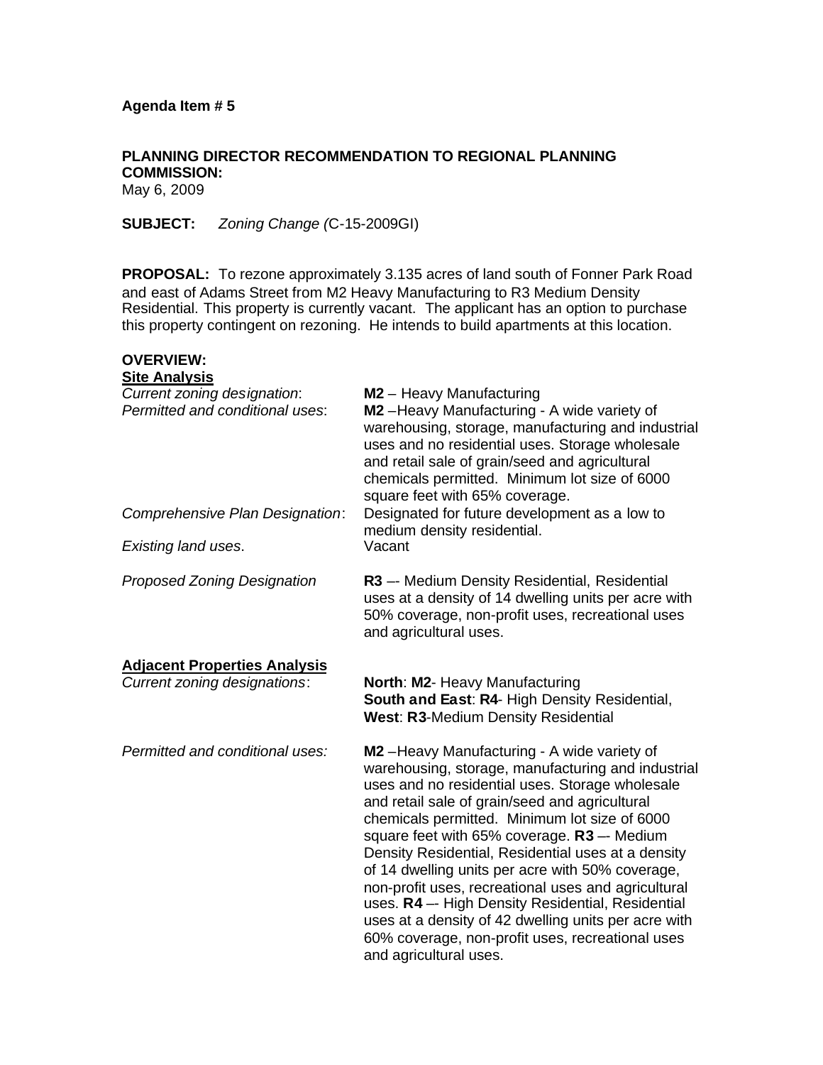**Agenda Item # 5**

**PLANNING DIRECTOR RECOMMENDATION TO REGIONAL PLANNING COMMISSION:**
May 6, 2009

**SUBJECT:** *Zoning Change (*C-15-2009GI)

**PROPOSAL:** To rezone approximately 3.135 acres of land south of Fonner Park Road and east of Adams Street from M2 Heavy Manufacturing to R3 Medium Density Residential. This property is currently vacant. The applicant has an option to purchase this property contingent on rezoning. He intends to build apartments at this location.

**OVERVIEW:**

**Site Analysis**

| | |
|---|---|
| *Current zoning designation*: | **M2** – Heavy Manufacturing |
| *Permitted and conditional uses*: | **M2** –Heavy Manufacturing - A wide variety of warehousing, storage, manufacturing and industrial uses and no residential uses. Storage wholesale and retail sale of grain/seed and agricultural chemicals permitted. Minimum lot size of 6000 square feet with 65% coverage. |
| *Comprehensive Plan Designation*: | Designated for future development as a low to medium density residential. |
| *Existing land uses*. | Vacant |
| *Proposed Zoning Designation* | **R3** –- Medium Density Residential, Residential uses at a density of 14 dwelling units per acre with 50% coverage, non-profit uses, recreational uses and agricultural uses. |

**Adjacent Properties Analysis**

| | |
|---|---|
| *Current zoning designations*: | **North**: **M2**- Heavy Manufacturing<br>**South and East**: **R4**- High Density Residential,<br>**West**: **R3**-Medium Density Residential |
| *Permitted and conditional uses:* | **M2** –Heavy Manufacturing - A wide variety of warehousing, storage, manufacturing and industrial uses and no residential uses. Storage wholesale and retail sale of grain/seed and agricultural chemicals permitted. Minimum lot size of 6000 square feet with 65% coverage. **R3** –- Medium Density Residential, Residential uses at a density of 14 dwelling units per acre with 50% coverage, non-profit uses, recreational uses and agricultural uses. **R4** –- High Density Residential, Residential uses at a density of 42 dwelling units per acre with 60% coverage, non-profit uses, recreational uses and agricultural uses. |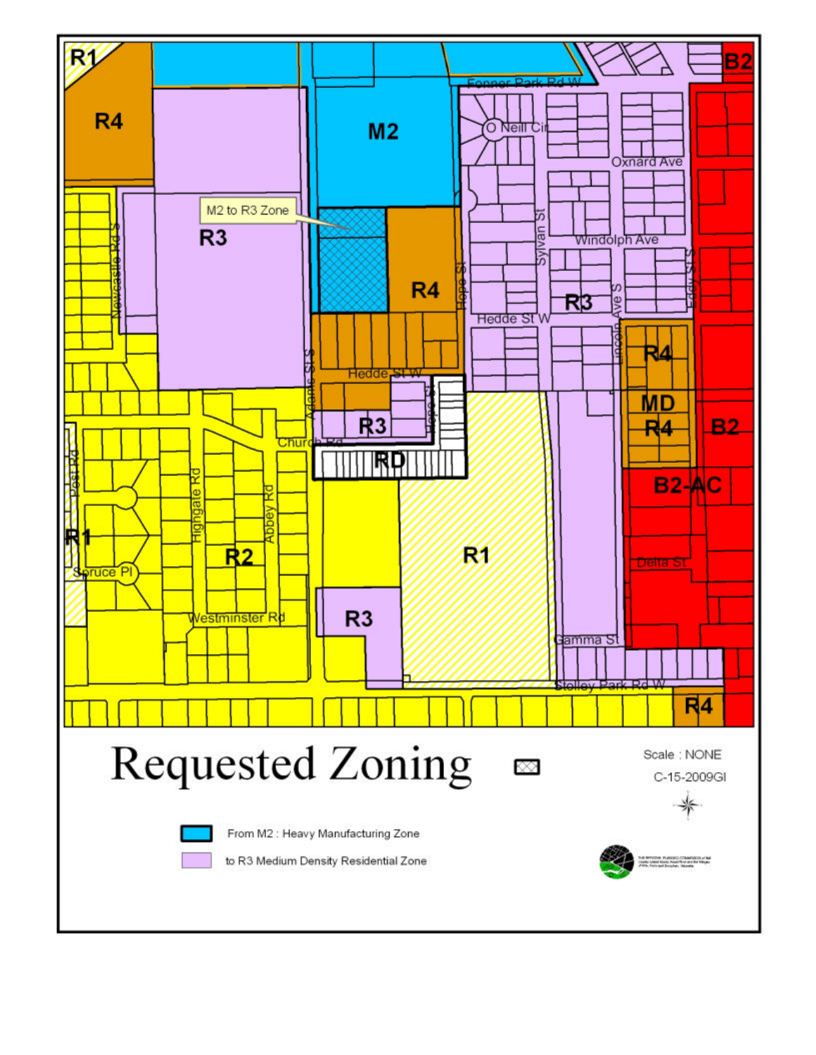R1

R4

M2

R3

M2 to R3 Zone

R4

R3

R4

MD

R4

B2

R3

RD

B2-AC

R1

R1

R2

R3

R4

B2

Fonner Park Rd W

O Neill Cir

Oxnard Ave

Windolph Ave

Sylvan St

Hope St

Hedde St W

Lincoln Ave S

Eddy St S

Newcastle Rd S

Adams St S

Hedde St W

Hope St

Church Rd

Pest Rd

Highgate Rd

Abbey Rd

Spruce Pl

Westminster Rd

Delta St

Gamma St

Stolley Park Rd W

# Requested Zoning

Scale : NONE

C-15-2009GI

From M2 : Heavy Manufacturing Zone

to R3 Medium Density Residential Zone